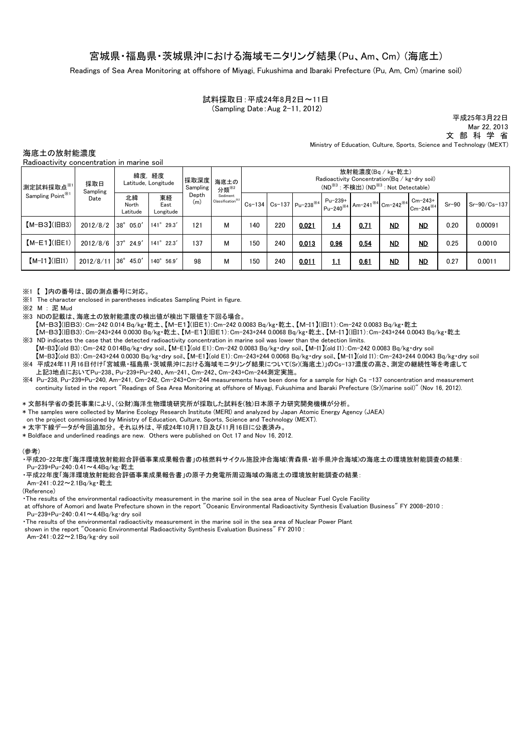# 宮城県・福島県・茨城県沖における海域モニタリング結果（Pu、Am、Cm）（海底土）

Readings of Sea Area Monitoring at offshore of Miyagi, Fukushima and Ibaraki Prefecture (Pu, Am, Cm) (marine soil)

試料採取日：平成24年8月2日～11日
(Sampling Date：Aug 2-11, 2012)

平成25年3月22日
Mar 22, 2013
文 部 科 学 省
Ministry of Education, Culture, Sports, Science and Technology (MEXT)

## 海底土の放射能濃度

Radioactivity concentration in marine soil

| 測定試料採取点※1 Sampling Point※1 | 採取日 Sampling Date | 緯度，経度 Latitude, Longitude | | 採取深度 Sampling Depth (m) | 海底土の分類※2 Sediment Classification※2 | 放射能濃度(Bq / kg・乾土) Radioactivity Concentration(Bq / kg・dry soil) (ND※3：不検出) (ND※3 : Not Detectable) | | | | | | | | |
|---|---|---|---|---|---|---|---|---|---|---|---|---|---|---|
| | | 北緯 North Latitude | 東経 East Longitude | | | Cs-134 | Cs-137 | Pu-238※4 | Pu-239+Pu-240※4 | Am-241※4 | Cm-242※4 | Cm-243+Cm-244※4 | Sr-90 | Sr-90/Cs-137 |
| 【M-B3】(旧B3) | 2012/8/2 | 38° 05.0′ | 141° 29.3′ | 121 | M | 140 | 220 | **0.021** | **1.4** | **0.71** | **ND** | **ND** | 0.20 | 0.00091 |
| 【M-E1】(旧E1) | 2012/8/6 | 37° 24.9′ | 141° 22.3′ | 137 | M | 150 | 240 | **0.013** | **0.96** | **0.54** | **ND** | **ND** | 0.25 | 0.0010 |
| 【M-I1】(旧I1) | 2012/8/11 | 36° 45.0′ | 140° 56.9′ | 98 | M | 150 | 240 | **0.011** | **1.1** | **0.61** | **ND** | **ND** | 0.27 | 0.0011 |

※1 【 】内の番号は、図の測点番号に対応。
※1 The character enclosed in parentheses indicates Sampling Point in figure.
※2 M ： 泥 Mud
※3 NDの記載は、海底土の放射能濃度の検出値が検出下限値を下回る場合。
【M-B3】(旧B3)：Cm-242 0.014 Bq/kg・乾土、【M-E1】(旧E1)：Cm-242 0.0083 Bq/kg・乾土、【M-I1】(旧I1)：Cm-242 0.0083 Bq/kg・乾土
【M-B3】(旧B3)：Cm-243+244 0.0030 Bq/kg・乾土、【M-E1】(旧E1)：Cm-243+244 0.0068 Bq/kg・乾土、【M-I1】(旧I1)：Cm-243+244 0.0043 Bq/kg・乾土
※3 ND indicates the case that the detected radioactivity concentration in marine soil was lower than the detection limits.
【M-B3】(old B3)：Cm-242 0.014Bq/kg・dry soil、【M-E1】(old E1)：Cm-242 0.0083 Bq/kg・dry soil、【M-I1】(old I1)：Cm-242 0.0083 Bq/kg・dry soil
【M-B3】(old B3)：Cm-243+244 0.0030 Bq/kg・dry soil、【M-E1】(old E1)：Cm-243+244 0.0068 Bq/kg・dry soil、【M-I1】(old I1)：Cm-243+244 0.0043 Bq/kg・dry soil
※4 平成24年11月16日付け「宮城県・福島県・茨城県沖における海域モニタリング結果について(Sr)(海底土)」のCs-137濃度の高さ、測定の継続性等を考慮して上記3地点においてPu-238、Pu-239+Pu-240、Am-241、Cm-242、Cm-243+Cm-244測定実施。
※4 Pu-238, Pu-239+Pu-240, Am-241, Cm-242, Cm-243+Cm-244 measurements have been done for a sample for high Cs -137 concentration and measurement continuity listed in the report "Readings of Sea Area Monitoring at offshore of Miyagi, Fukushima and Ibaraki Prefecture (Sr)(marine soil)" (Nov 16, 2012).

* 文部科学省の委託事業により、(公財)海洋生物環境研究所が採取した試料を(独)日本原子力研究開発機構が分析。
* The samples were collected by Marine Ecology Research Institute (MERI) and analyzed by Japan Atomic Energy Agency (JAEA) on the project commissioned by Ministry of Education, Culture, Sports, Science and Technology (MEXT).
* 太字下線データが今回追加分。それ以外は、平成24年10月17日及び11月16日に公表済み。
* Boldface and underlined readings are new. Others were published on Oct 17 and Nov 16, 2012.

(参考)
・平成20-22年度「海洋環境放射能総合評価事業成果報告書」の核燃料サイクル施設沖合海域(青森県・岩手県沖合海域)の海底土の環境放射能調査の結果：
Pu-239+Pu-240：0.41～4.4Bq/kg・乾土
・平成22年度「海洋環境放射能総合評価事業成果報告書」の原子力発電所周辺海域の海底土の環境放射能調査の結果：
Am-241：0.22～2.1Bq/kg・乾土

(Reference)
・The results of the environmental radioactivity measurement in the marine soil in the sea area of Nuclear Fuel Cycle Facility at offshore of Aomori and Iwate Prefecture shown in the report "Oceanic Environmental Radioactivity Synthesis Evaluation Business" FY 2008-2010 :
Pu-239+Pu-240：0.41～4.4Bq/kg・dry soil
・The results of the environmental radioactivity measurement in the marine soil in the sea area of Nuclear Power Plant shown in the report "Oceanic Environmental Radioactivity Synthesis Evaluation Business" FY 2010 :
Am-241：0.22～2.1Bq/kg・dry soil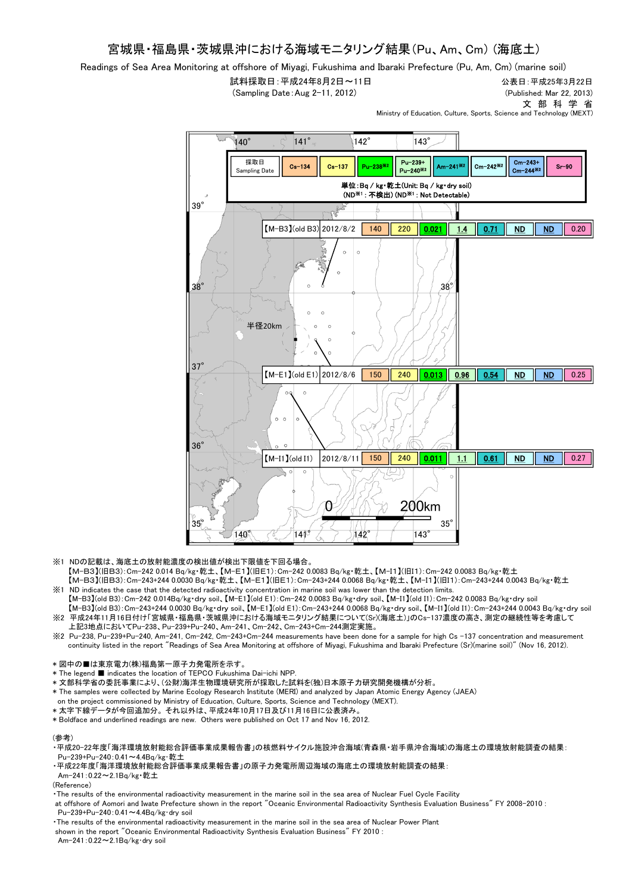# 宮城県・福島県・茨城県沖における海域モニタリング結果（Pu、Am、Cm）（海底土）

Readings of Sea Area Monitoring at offshore of Miyagi, Fukushima and Ibaraki Prefecture (Pu, Am, Cm) (marine soil)

試料採取日：平成24年8月2日～11日
（Sampling Date：Aug 2-11, 2012）

公表日：平成25年3月22日
(Published: Mar 22, 2013)
文 部 科 学 省
Ministry of Education, Culture, Sports, Science and Technology (MEXT)

単位：Bq / kg・乾土(Unit: Bq / kg・dry soil)
（ND※1：不検出）(ND※1 : Not Detectable)

| 地点 | 採取日 Sampling Date | Cs-134 | Cs-137 | Pu-238※2 | Pu-239+Pu-240※2 | Am-241※2 | Cm-242※2 | Cm-243+Cm-244※2 | Sr-90 |
|---|---|---|---|---|---|---|---|---|---|
| 【M-B3】(old B3) | 2012/8/2 | 140 | 220 | **0.021** | **1.4** | **0.71** | **ND** | **ND** | 0.20 |
| 【M-E1】(old E1) | 2012/8/6 | 150 | 240 | **0.013** | **0.96** | **0.54** | **ND** | **ND** | 0.25 |
| 【M-I1】(old I1) | 2012/8/11 | 150 | 240 | **0.011** | **1.1** | **0.61** | **ND** | **ND** | 0.27 |

半径20km

0　200km

140°　141°　142°　143°
35°　36°　37°　38°　39°

※1　NDの記載は、海底土の放射能濃度の検出値が検出下限値を下回る場合。
　【M-B3】(旧B3)：Cm-242 0.014 Bq/kg・乾土、【M-E1】(旧E1)：Cm-242 0.0083 Bq/kg・乾土、【M-I1】(旧I1)：Cm-242 0.0083 Bq/kg・乾土
　【M-B3】(旧B3)：Cm-243+244 0.0030 Bq/kg・乾土、【M-E1】(旧E1)：Cm-243+244 0.0068 Bq/kg・乾土、【M-I1】(旧I1)：Cm-243+244 0.0043 Bq/kg・乾土
※1　ND indicates the case that the detected radioactivity concentration in marine soil was lower than the detection limits.
　【M-B3】(old B3)：Cm-242 0.014Bq/kg・dry soil、【M-E1】(old E1)：Cm-242 0.0083 Bq/kg・dry soil、【M-I1】(old I1)：Cm-242 0.0083 Bq/kg・dry soil
　【M-B3】(old B3)：Cm-243+244 0.0030 Bq/kg・dry soil、【M-E1】(old E1)：Cm-243+244 0.0068 Bq/kg・dry soil、【M-I1】(old I1)：Cm-243+244 0.0043 Bq/kg・dry soil
※2　平成24年11月16日付け「宮城県・福島県・茨城県沖における海域モニタリング結果について(Sr)(海底土)」のCs-137濃度の高さ、測定の継続性等を考慮して上記3地点においてPu-238、Pu-239+Pu-240、Am-241、Cm-242、Cm-243+Cm-244測定実施。
※2　Pu-238, Pu-239+Pu-240, Am-241, Cm-242, Cm-243+Cm-244 measurements have been done for a sample for high Cs -137 concentration and measurement continuity listed in the report "Readings of Sea Area Monitoring at offshore of Miyagi, Fukushima and Ibaraki Prefecture (Sr)(marine soil)" (Nov 16, 2012).

＊図中の■は東京電力(株)福島第一原子力発電所を示す。
＊The legend ■ indicates the location of TEPCO Fukushima Dai-ichi NPP.
＊文部科学省の委託事業により、(公財)海洋生物環境研究所が採取した試料を(独)日本原子力研究開発機構が分析。
＊The samples were collected by Marine Ecology Research Institute (MERI) and analyzed by Japan Atomic Energy Agency (JAEA) on the project commissioned by Ministry of Education, Culture, Sports, Science and Technology (MEXT).
＊太字下線データが今回追加分。それ以外は、平成24年10月17日及び11月16日に公表済み。
＊Boldface and underlined readings are new. Others were published on Oct 17 and Nov 16, 2012.

(参考)
・平成20-22年度「海洋環境放射能総合評価事業成果報告書」の核燃料サイクル施設沖合海域（青森県・岩手県沖合海域）の海底土の環境放射能調査の結果：
　Pu-239+Pu-240：0.41～4.4Bq/kg・乾土
・平成22年度「海洋環境放射能総合評価事業成果報告書」の原子力発電所周辺海域の海底土の環境放射能調査の結果：
　Am-241：0.22～2.1Bq/kg・乾土
(Reference)
・The results of the environmental radioactivity measurement in the marine soil in the sea area of Nuclear Fuel Cycle Facility at offshore of Aomori and Iwate Prefecture shown in the report "Oceanic Environmental Radioactivity Synthesis Evaluation Business" FY 2008-2010 :
　Pu-239+Pu-240：0.41～4.4Bq/kg・dry soil
・The results of the environmental radioactivity measurement in the marine soil in the sea area of Nuclear Power Plant shown in the report "Oceanic Environmental Radioactivity Synthesis Evaluation Business" FY 2010 :
　Am-241：0.22～2.1Bq/kg・dry soil